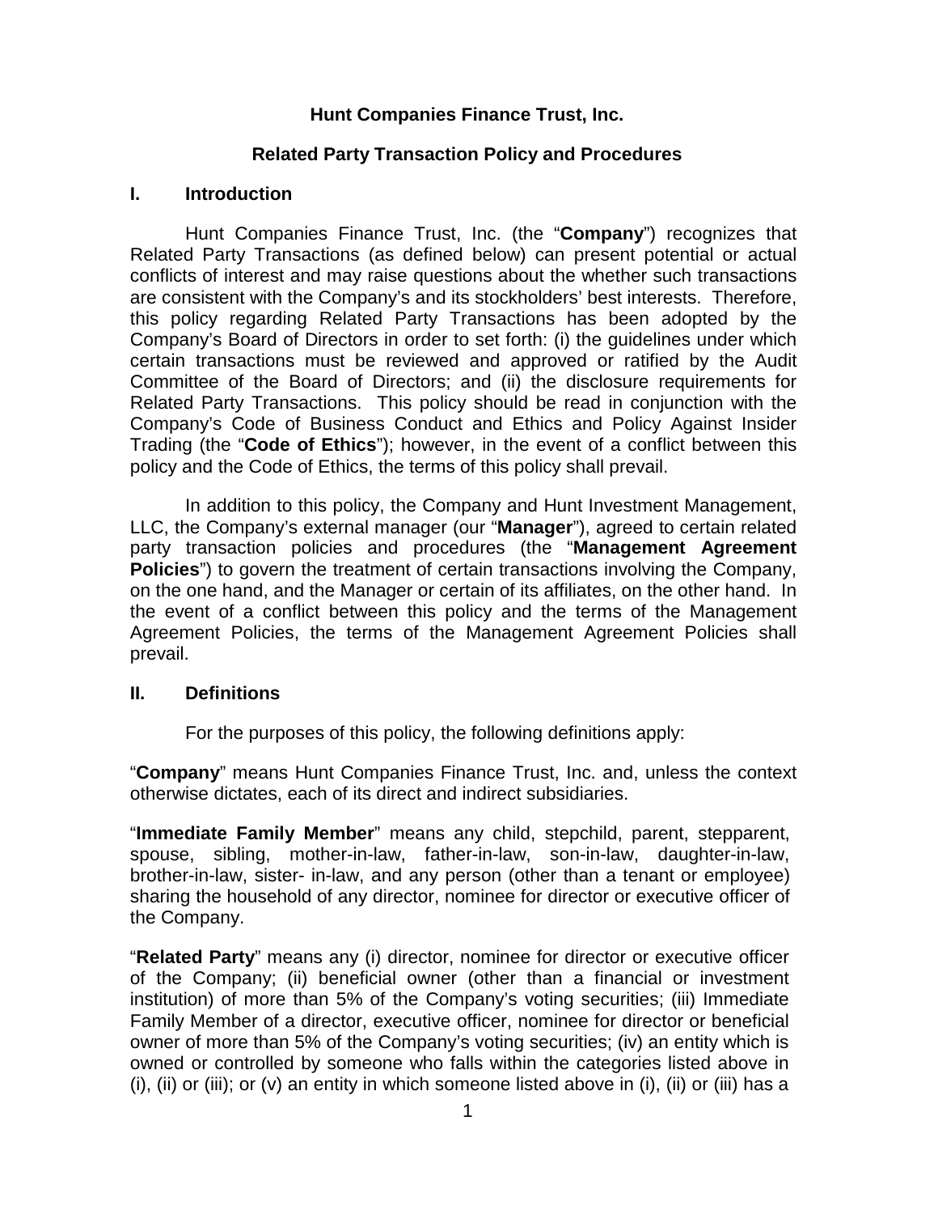# Hunt Companies Finance Trust, Inc.

## Related Party Transaction Policy and Procedures

### I. Introduction

Hunt Companies Finance Trust, Inc. (the "**Company**") recognizes that Related Party Transactions (as defined below) can present potential or actual conflicts of interest and may raise questions about the whether such transactions are consistent with the Company's and its stockholders' best interests. Therefore, this policy regarding Related Party Transactions has been adopted by the Company's Board of Directors in order to set forth: (i) the guidelines under which certain transactions must be reviewed and approved or ratified by the Audit Committee of the Board of Directors; and (ii) the disclosure requirements for Related Party Transactions. This policy should be read in conjunction with the Company's Code of Business Conduct and Ethics and Policy Against Insider Trading (the "**Code of Ethics**"); however, in the event of a conflict between this policy and the Code of Ethics, the terms of this policy shall prevail.

In addition to this policy, the Company and Hunt Investment Management, LLC, the Company's external manager (our "**Manager**"), agreed to certain related party transaction policies and procedures (the "**Management Agreement Policies**") to govern the treatment of certain transactions involving the Company, on the one hand, and the Manager or certain of its affiliates, on the other hand. In the event of a conflict between this policy and the terms of the Management Agreement Policies, the terms of the Management Agreement Policies shall prevail.

### II. Definitions

For the purposes of this policy, the following definitions apply:

"**Company**" means Hunt Companies Finance Trust, Inc. and, unless the context otherwise dictates, each of its direct and indirect subsidiaries.

"**Immediate Family Member**" means any child, stepchild, parent, stepparent, spouse, sibling, mother-in-law, father-in-law, son-in-law, daughter-in-law, brother-in-law, sister- in-law, and any person (other than a tenant or employee) sharing the household of any director, nominee for director or executive officer of the Company.

"**Related Party**" means any (i) director, nominee for director or executive officer of the Company; (ii) beneficial owner (other than a financial or investment institution) of more than 5% of the Company's voting securities; (iii) Immediate Family Member of a director, executive officer, nominee for director or beneficial owner of more than 5% of the Company's voting securities; (iv) an entity which is owned or controlled by someone who falls within the categories listed above in (i), (ii) or (iii); or (v) an entity in which someone listed above in (i), (ii) or (iii) has a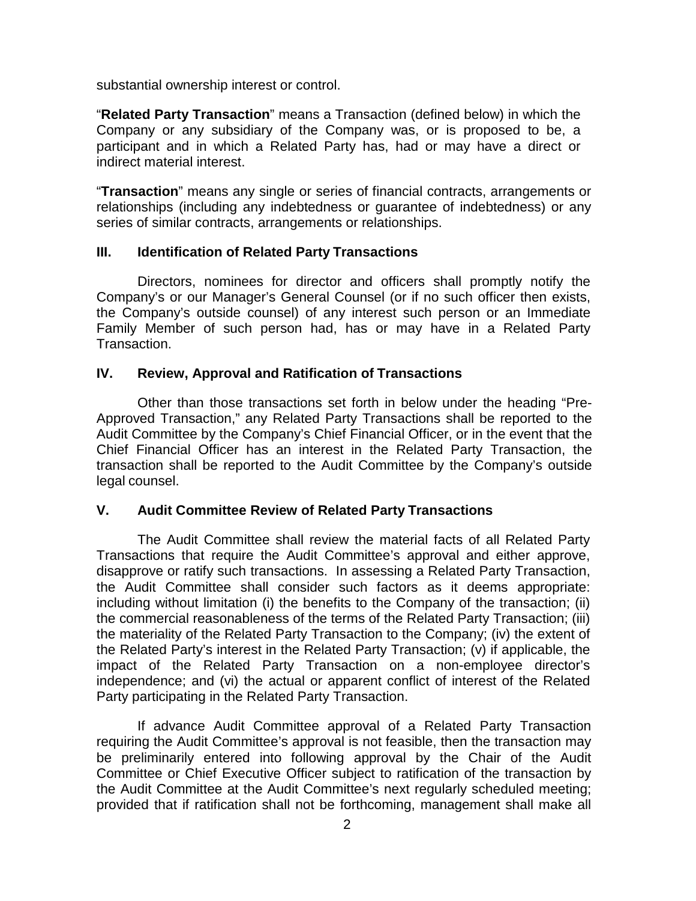substantial ownership interest or control.

"**Related Party Transaction**" means a Transaction (defined below) in which the Company or any subsidiary of the Company was, or is proposed to be, a participant and in which a Related Party has, had or may have a direct or indirect material interest.

"**Transaction**" means any single or series of financial contracts, arrangements or relationships (including any indebtedness or guarantee of indebtedness) or any series of similar contracts, arrangements or relationships.

## III. Identification of Related Party Transactions

Directors, nominees for director and officers shall promptly notify the Company's or our Manager's General Counsel (or if no such officer then exists, the Company's outside counsel) of any interest such person or an Immediate Family Member of such person had, has or may have in a Related Party Transaction.

## IV. Review, Approval and Ratification of Transactions

Other than those transactions set forth in below under the heading "Pre-Approved Transaction," any Related Party Transactions shall be reported to the Audit Committee by the Company's Chief Financial Officer, or in the event that the Chief Financial Officer has an interest in the Related Party Transaction, the transaction shall be reported to the Audit Committee by the Company's outside legal counsel.

## V. Audit Committee Review of Related Party Transactions

The Audit Committee shall review the material facts of all Related Party Transactions that require the Audit Committee's approval and either approve, disapprove or ratify such transactions. In assessing a Related Party Transaction, the Audit Committee shall consider such factors as it deems appropriate: including without limitation (i) the benefits to the Company of the transaction; (ii) the commercial reasonableness of the terms of the Related Party Transaction; (iii) the materiality of the Related Party Transaction to the Company; (iv) the extent of the Related Party's interest in the Related Party Transaction; (v) if applicable, the impact of the Related Party Transaction on a non-employee director's independence; and (vi) the actual or apparent conflict of interest of the Related Party participating in the Related Party Transaction.

If advance Audit Committee approval of a Related Party Transaction requiring the Audit Committee's approval is not feasible, then the transaction may be preliminarily entered into following approval by the Chair of the Audit Committee or Chief Executive Officer subject to ratification of the transaction by the Audit Committee at the Audit Committee's next regularly scheduled meeting; provided that if ratification shall not be forthcoming, management shall make all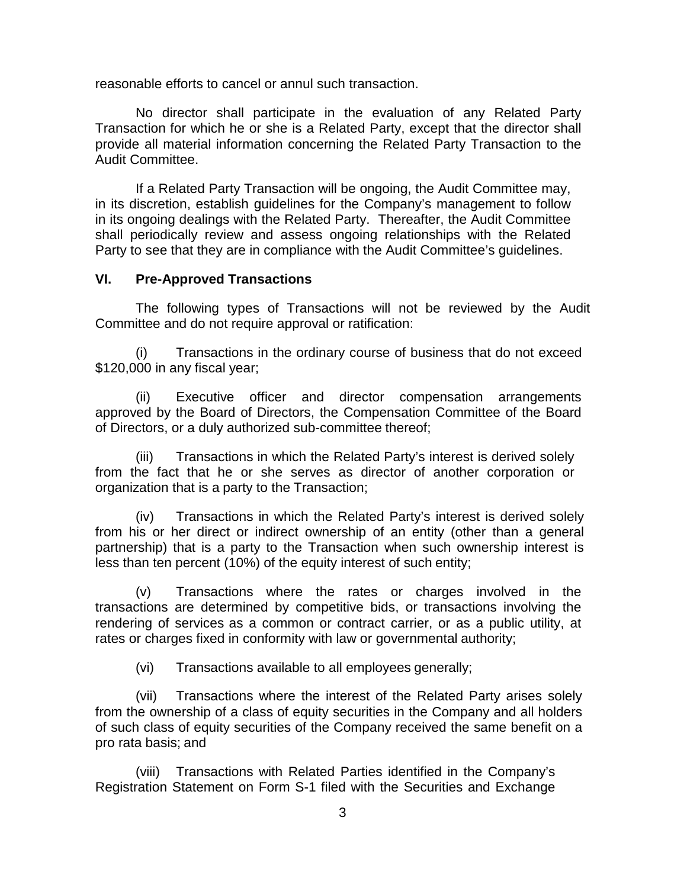reasonable efforts to cancel or annul such transaction.

No director shall participate in the evaluation of any Related Party Transaction for which he or she is a Related Party, except that the director shall provide all material information concerning the Related Party Transaction to the Audit Committee.

If a Related Party Transaction will be ongoing, the Audit Committee may, in its discretion, establish guidelines for the Company's management to follow in its ongoing dealings with the Related Party. Thereafter, the Audit Committee shall periodically review and assess ongoing relationships with the Related Party to see that they are in compliance with the Audit Committee's guidelines.

## VI. Pre-Approved Transactions

The following types of Transactions will not be reviewed by the Audit Committee and do not require approval or ratification:

(i) Transactions in the ordinary course of business that do not exceed $120,000 in any fiscal year;

(ii) Executive officer and director compensation arrangements approved by the Board of Directors, the Compensation Committee of the Board of Directors, or a duly authorized sub-committee thereof;

(iii) Transactions in which the Related Party's interest is derived solely from the fact that he or she serves as director of another corporation or organization that is a party to the Transaction;

(iv) Transactions in which the Related Party's interest is derived solely from his or her direct or indirect ownership of an entity (other than a general partnership) that is a party to the Transaction when such ownership interest is less than ten percent (10%) of the equity interest of such entity;

(v) Transactions where the rates or charges involved in the transactions are determined by competitive bids, or transactions involving the rendering of services as a common or contract carrier, or as a public utility, at rates or charges fixed in conformity with law or governmental authority;

(vi) Transactions available to all employees generally;

(vii) Transactions where the interest of the Related Party arises solely from the ownership of a class of equity securities in the Company and all holders of such class of equity securities of the Company received the same benefit on a pro rata basis; and

(viii) Transactions with Related Parties identified in the Company's Registration Statement on Form S-1 filed with the Securities and Exchange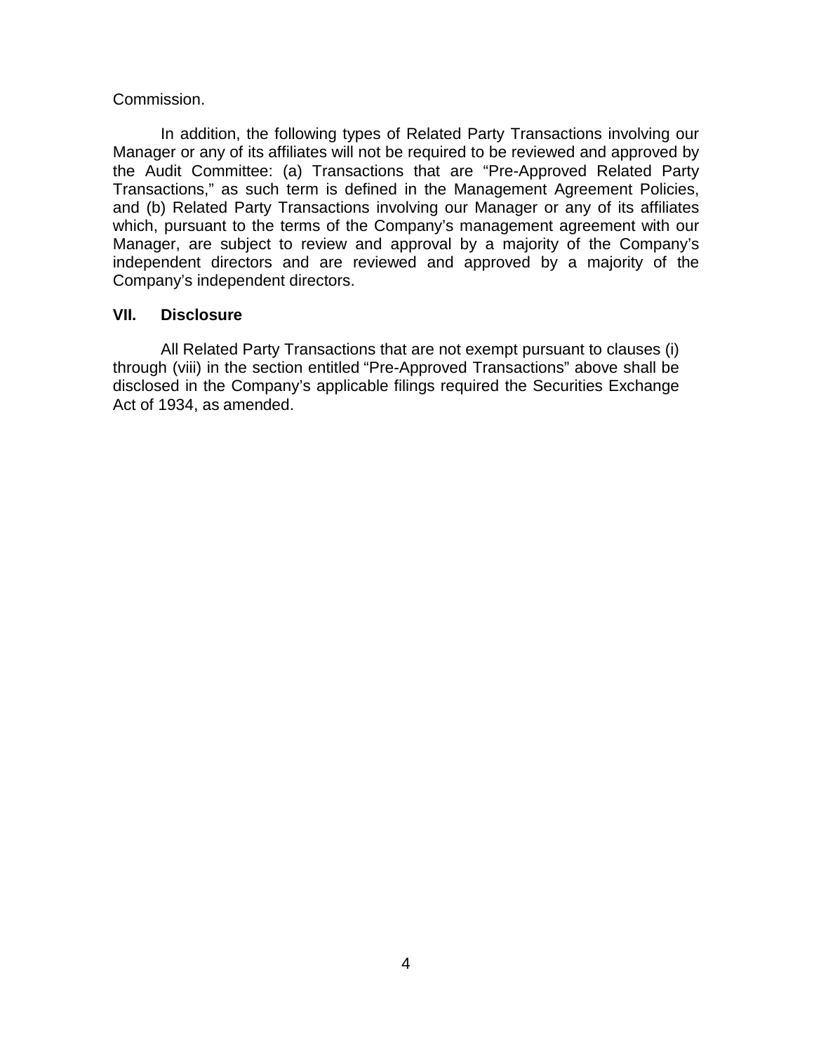Commission.

In addition, the following types of Related Party Transactions involving our Manager or any of its affiliates will not be required to be reviewed and approved by the Audit Committee: (a) Transactions that are "Pre-Approved Related Party Transactions," as such term is defined in the Management Agreement Policies, and (b) Related Party Transactions involving our Manager or any of its affiliates which, pursuant to the terms of the Company's management agreement with our Manager, are subject to review and approval by a majority of the Company's independent directors and are reviewed and approved by a majority of the Company's independent directors.

## VII. Disclosure

All Related Party Transactions that are not exempt pursuant to clauses (i) through (viii) in the section entitled "Pre-Approved Transactions" above shall be disclosed in the Company's applicable filings required the Securities Exchange Act of 1934, as amended.